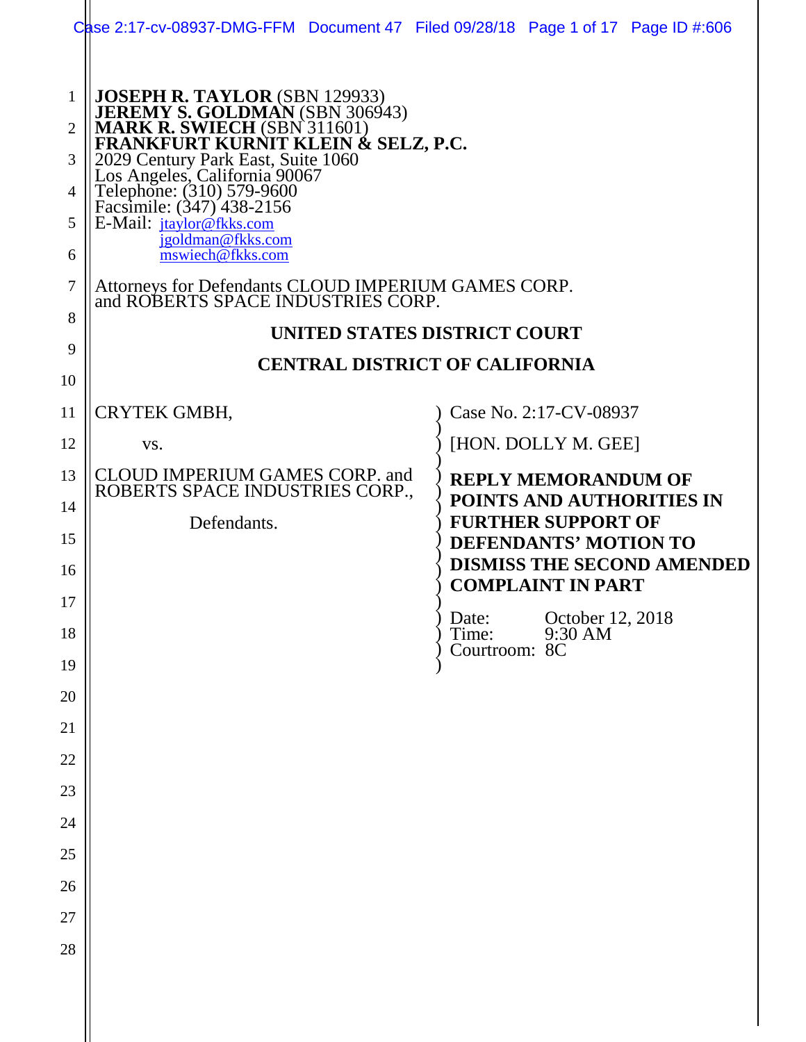**JOSEPH R. TAYLOR** (SBN 129933)
**JEREMY S. GOLDMAN** (SBN 306943)
**MARK R. SWIECH** (SBN 311601)
**FRANKFURT KURNIT KLEIN & SELZ, P.C.**
2029 Century Park East, Suite 1060
Los Angeles, California 90067
Telephone: (310) 579-9600
Facsimile: (347) 438-2156
E-Mail: jtaylor@fkks.com
jgoldman@fkks.com
mswiech@fkks.com

Attorneys for Defendants CLOUD IMPERIUM GAMES CORP. and ROBERTS SPACE INDUSTRIES CORP.

**UNITED STATES DISTRICT COURT**

**CENTRAL DISTRICT OF CALIFORNIA**

CRYTEK GMBH,

vs.

CLOUD IMPERIUM GAMES CORP. and ROBERTS SPACE INDUSTRIES CORP.,

Defendants.

Case No. 2:17-CV-08937

[HON. DOLLY M. GEE]

**REPLY MEMORANDUM OF POINTS AND AUTHORITIES IN FURTHER SUPPORT OF DEFENDANTS' MOTION TO DISMISS THE SECOND AMENDED COMPLAINT IN PART**

Date: October 12, 2018
Time: 9:30 AM
Courtroom: 8C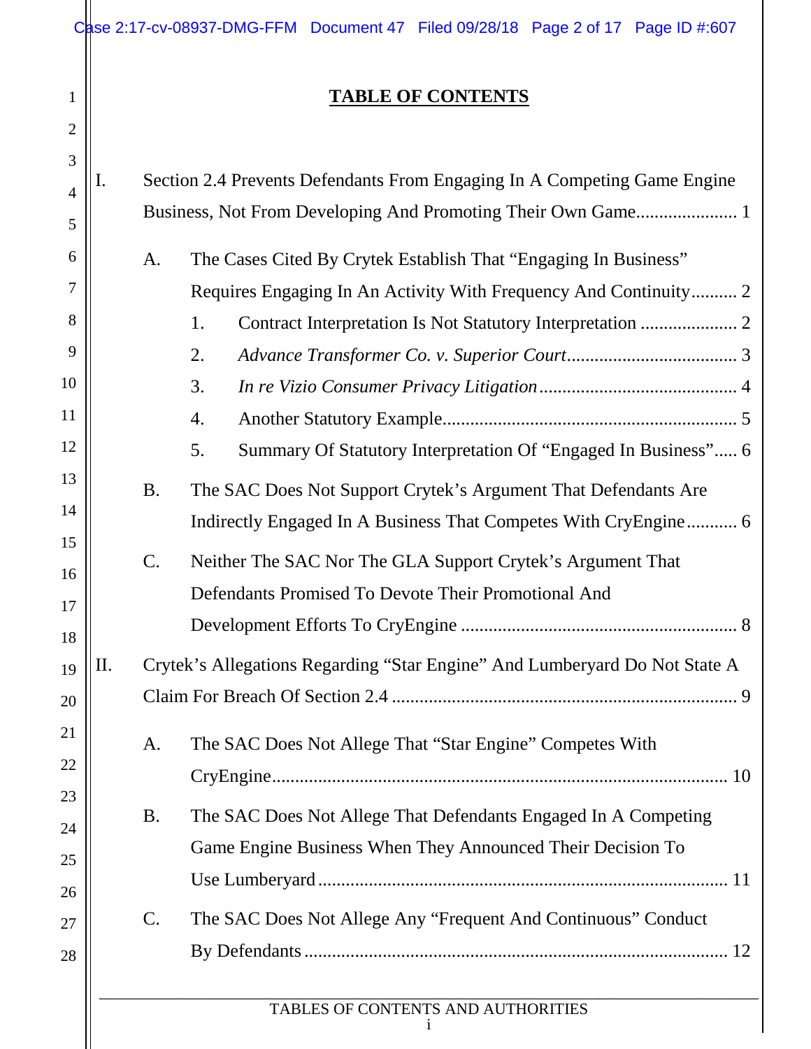# TABLE OF CONTENTS

I. Section 2.4 Prevents Defendants From Engaging In A Competing Game Engine Business, Not From Developing And Promoting Their Own Game...................... 1

- A. The Cases Cited By Crytek Establish That "Engaging In Business" Requires Engaging In An Activity With Frequency And Continuity.......... 2
  1. Contract Interpretation Is Not Statutory Interpretation ..................... 2
  2. *Advance Transformer Co. v. Superior Court*..................................... 3
  3. *In re Vizio Consumer Privacy Litigation*........................................... 4
  4. Another Statutory Example................................................................ 5
  5. Summary Of Statutory Interpretation Of "Engaged In Business"..... 6
- B. The SAC Does Not Support Crytek's Argument That Defendants Are Indirectly Engaged In A Business That Competes With CryEngine........... 6
- C. Neither The SAC Nor The GLA Support Crytek's Argument That Defendants Promised To Devote Their Promotional And Development Efforts To CryEngine ......................................................... 8

II. Crytek's Allegations Regarding "Star Engine" And Lumberyard Do Not State A Claim For Breach Of Section 2.4 .......................................................................... 9

- A. The SAC Does Not Allege That "Star Engine" Competes With CryEngine.................................................................................. 10
- B. The SAC Does Not Allege That Defendants Engaged In A Competing Game Engine Business When They Announced Their Decision To Use Lumberyard ...................................................................................... 11
- C. The SAC Does Not Allege Any "Frequent And Continuous" Conduct By Defendants ........................................................................................ 12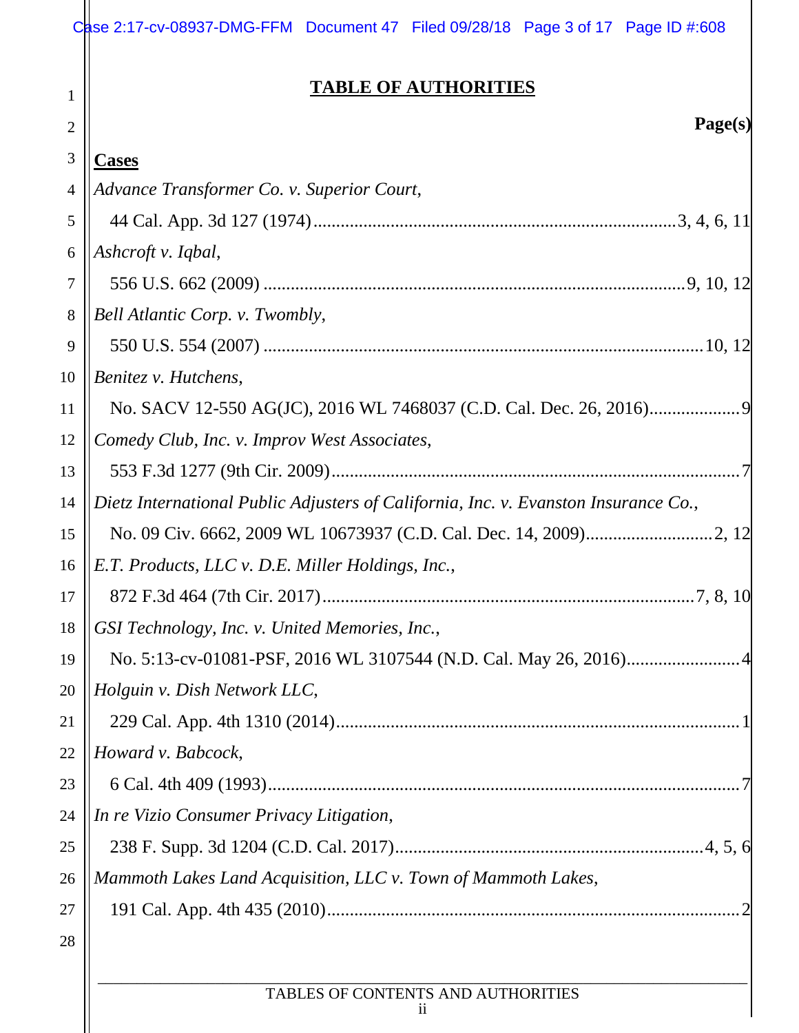# TABLE OF AUTHORITIES

**Page(s)**

**Cases**

*Advance Transformer Co. v. Superior Court*,
44 Cal. App. 3d 127 (1974) .......... 3, 4, 6, 11

*Ashcroft v. Iqbal*,
556 U.S. 662 (2009) .......... 9, 10, 12

*Bell Atlantic Corp. v. Twombly*,
550 U.S. 554 (2007) .......... 10, 12

*Benitez v. Hutchens*,
No. SACV 12-550 AG(JC), 2016 WL 7468037 (C.D. Cal. Dec. 26, 2016) .......... 9

*Comedy Club, Inc. v. Improv West Associates*,
553 F.3d 1277 (9th Cir. 2009) .......... 7

*Dietz International Public Adjusters of California, Inc. v. Evanston Insurance Co.*,
No. 09 Civ. 6662, 2009 WL 10673937 (C.D. Cal. Dec. 14, 2009) .......... 2, 12

*E.T. Products, LLC v. D.E. Miller Holdings, Inc.*,
872 F.3d 464 (7th Cir. 2017) .......... 7, 8, 10

*GSI Technology, Inc. v. United Memories, Inc.*,
No. 5:13-cv-01081-PSF, 2016 WL 3107544 (N.D. Cal. May 26, 2016) .......... 4

*Holguin v. Dish Network LLC*,
229 Cal. App. 4th 1310 (2014) .......... 1

*Howard v. Babcock*,
6 Cal. 4th 409 (1993) .......... 7

*In re Vizio Consumer Privacy Litigation*,
238 F. Supp. 3d 1204 (C.D. Cal. 2017) .......... 4, 5, 6

*Mammoth Lakes Land Acquisition, LLC v. Town of Mammoth Lakes*,
191 Cal. App. 4th 435 (2010) .......... 2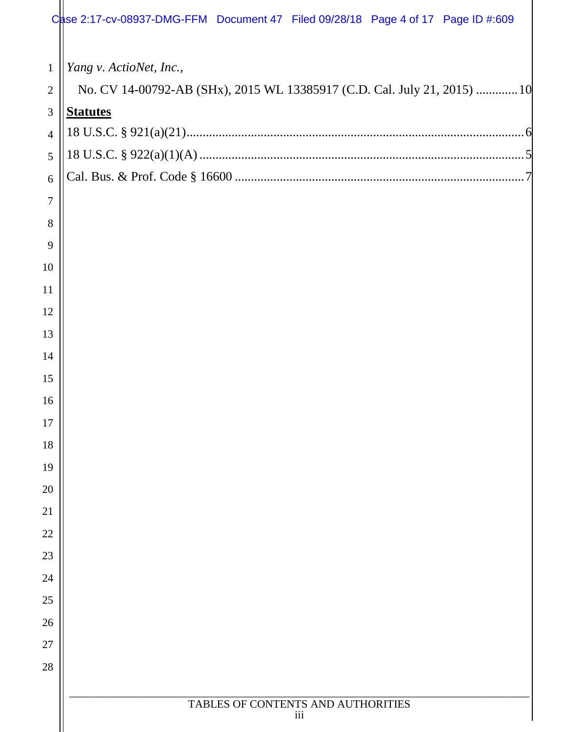*Yang v. ActioNet, Inc.*,
No. CV 14-00792-AB (SHx), 2015 WL 13385917 (C.D. Cal. July 21, 2015) .............10

**Statutes**

18 U.S.C. § 921(a)(21).........................................................................................................6

18 U.S.C. § 922(a)(1)(A) ....................................................................................................5

Cal. Bus. & Prof. Code § 16600 ..........................................................................................7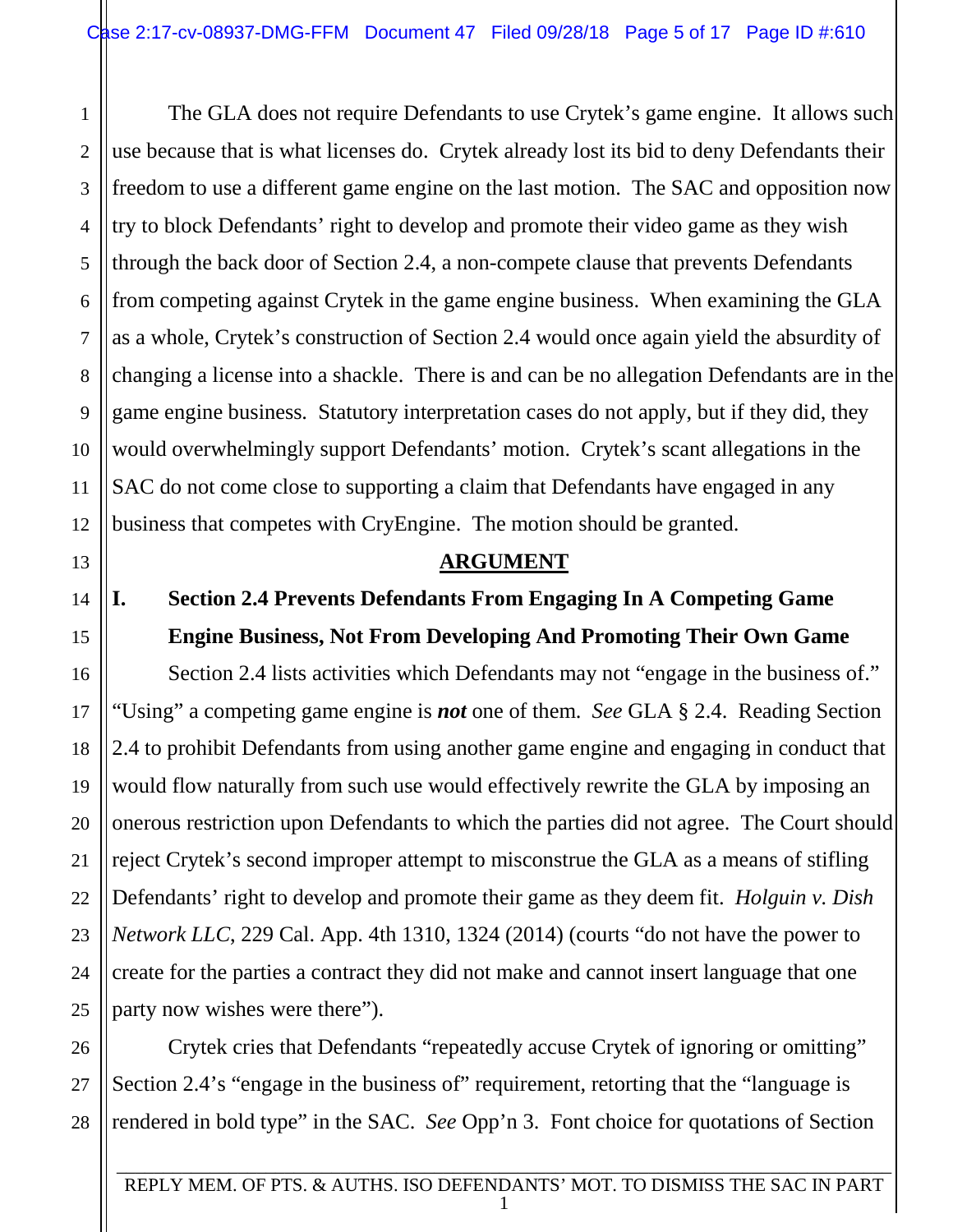The GLA does not require Defendants to use Crytek's game engine. It allows such use because that is what licenses do. Crytek already lost its bid to deny Defendants their freedom to use a different game engine on the last motion. The SAC and opposition now try to block Defendants' right to develop and promote their video game as they wish through the back door of Section 2.4, a non-compete clause that prevents Defendants from competing against Crytek in the game engine business. When examining the GLA as a whole, Crytek's construction of Section 2.4 would once again yield the absurdity of changing a license into a shackle. There is and can be no allegation Defendants are in the game engine business. Statutory interpretation cases do not apply, but if they did, they would overwhelmingly support Defendants' motion. Crytek's scant allegations in the SAC do not come close to supporting a claim that Defendants have engaged in any business that competes with CryEngine. The motion should be granted.

## ARGUMENT

### I. Section 2.4 Prevents Defendants From Engaging In A Competing Game Engine Business, Not From Developing And Promoting Their Own Game

Section 2.4 lists activities which Defendants may not "engage in the business of." "Using" a competing game engine is ***not*** one of them. *See* GLA § 2.4. Reading Section 2.4 to prohibit Defendants from using another game engine and engaging in conduct that would flow naturally from such use would effectively rewrite the GLA by imposing an onerous restriction upon Defendants to which the parties did not agree. The Court should reject Crytek's second improper attempt to misconstrue the GLA as a means of stifling Defendants' right to develop and promote their game as they deem fit. *Holguin v. Dish Network LLC*, 229 Cal. App. 4th 1310, 1324 (2014) (courts "do not have the power to create for the parties a contract they did not make and cannot insert language that one party now wishes were there").

Crytek cries that Defendants "repeatedly accuse Crytek of ignoring or omitting" Section 2.4's "engage in the business of" requirement, retorting that the "language is rendered in bold type" in the SAC. *See* Opp'n 3. Font choice for quotations of Section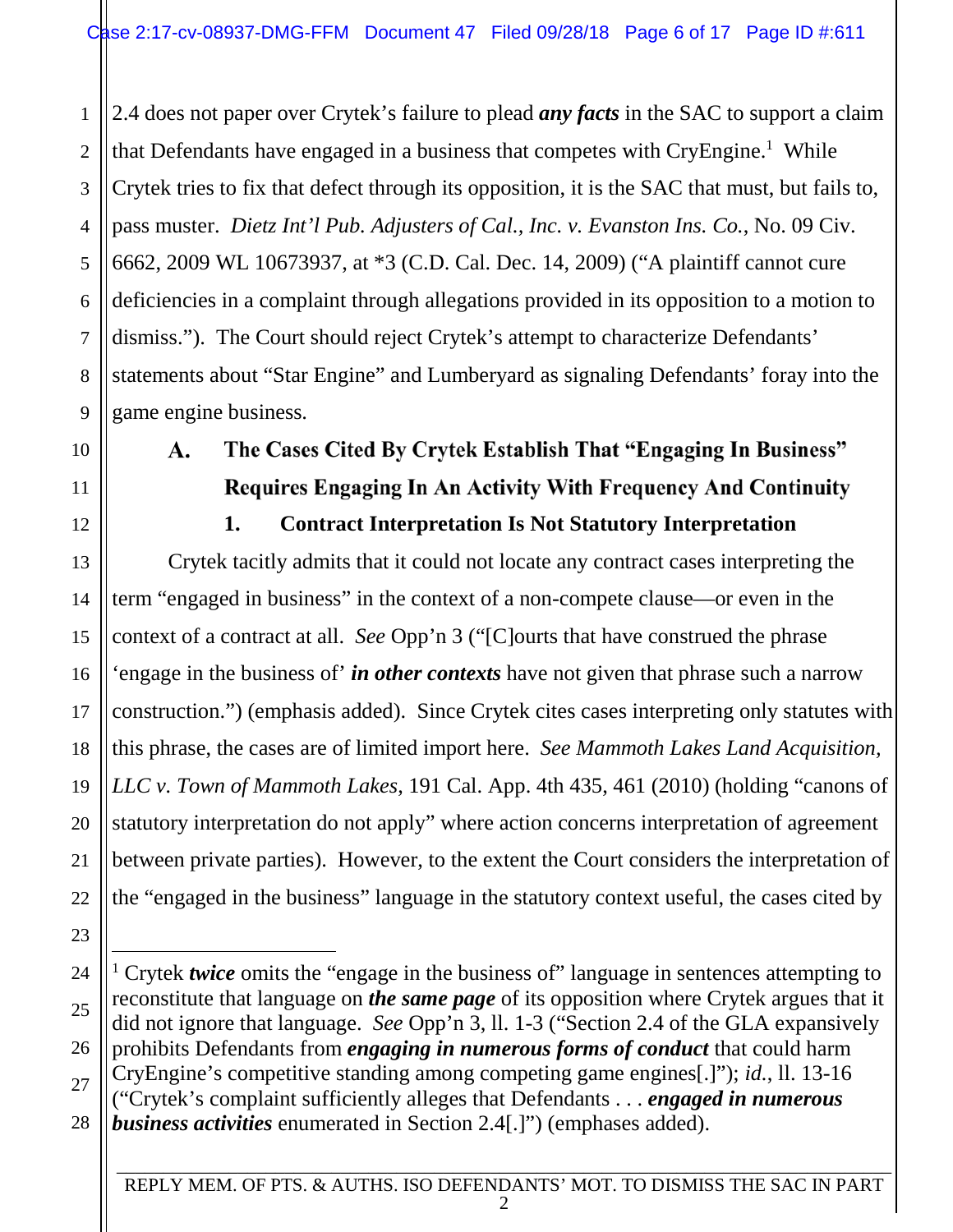2.4 does not paper over Crytek's failure to plead ***any facts*** in the SAC to support a claim that Defendants have engaged in a business that competes with CryEngine.[1] While Crytek tries to fix that defect through its opposition, it is the SAC that must, but fails to, pass muster. *Dietz Int'l Pub. Adjusters of Cal., Inc. v. Evanston Ins. Co.*, No. 09 Civ. 6662, 2009 WL 10673937, at *3 (C.D. Cal. Dec. 14, 2009) ("A plaintiff cannot cure deficiencies in a complaint through allegations provided in its opposition to a motion to dismiss."). The Court should reject Crytek's attempt to characterize Defendants' statements about "Star Engine" and Lumberyard as signaling Defendants' foray into the game engine business.

### A. The Cases Cited By Crytek Establish That "Engaging In Business" Requires Engaging In An Activity With Frequency And Continuity

#### 1. Contract Interpretation Is Not Statutory Interpretation

Crytek tacitly admits that it could not locate any contract cases interpreting the term "engaged in business" in the context of a non-compete clause—or even in the context of a contract at all. *See* Opp'n 3 ("[C]ourts that have construed the phrase 'engage in the business of' ***in other contexts*** have not given that phrase such a narrow construction.") (emphasis added). Since Crytek cites cases interpreting only statutes with this phrase, the cases are of limited import here. *See Mammoth Lakes Land Acquisition, LLC v. Town of Mammoth Lakes*, 191 Cal. App. 4th 435, 461 (2010) (holding "canons of statutory interpretation do not apply" where action concerns interpretation of agreement between private parties). However, to the extent the Court considers the interpretation of the "engaged in the business" language in the statutory context useful, the cases cited by

---

[1] Crytek ***twice*** omits the "engage in the business of" language in sentences attempting to reconstitute that language on ***the same page*** of its opposition where Crytek argues that it did not ignore that language. *See* Opp'n 3, ll. 1-3 ("Section 2.4 of the GLA expansively prohibits Defendants from ***engaging in numerous forms of conduct*** that could harm CryEngine's competitive standing among competing game engines[.]"); *id.*, ll. 13-16 ("Crytek's complaint sufficiently alleges that Defendants . . . ***engaged in numerous business activities*** enumerated in Section 2.4[.]") (emphases added).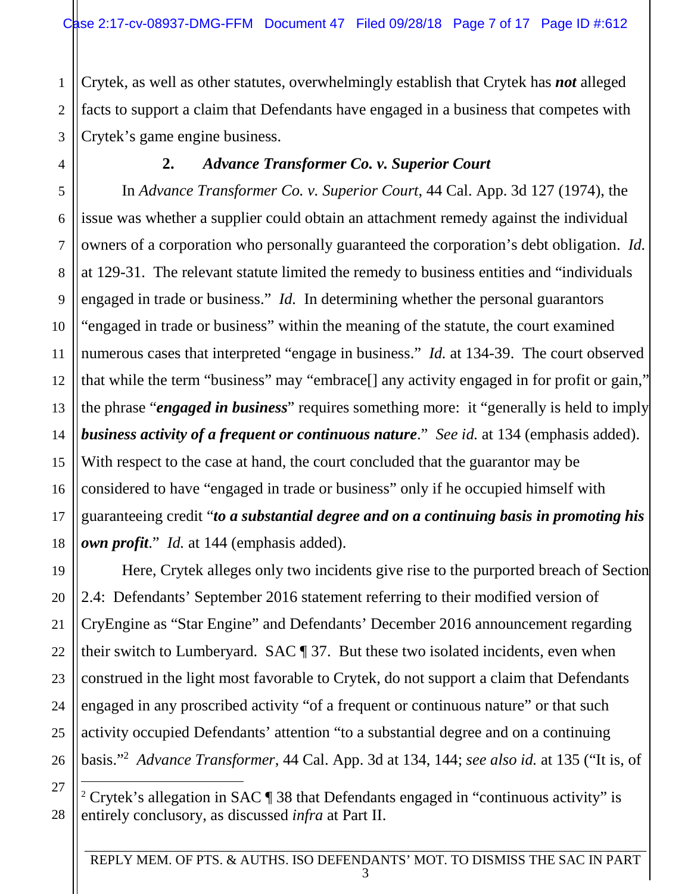Crytek, as well as other statutes, overwhelmingly establish that Crytek has ***not*** alleged facts to support a claim that Defendants have engaged in a business that competes with Crytek's game engine business.

### 2. *Advance Transformer Co. v. Superior Court*

In *Advance Transformer Co. v. Superior Court*, 44 Cal. App. 3d 127 (1974), the issue was whether a supplier could obtain an attachment remedy against the individual owners of a corporation who personally guaranteed the corporation's debt obligation. *Id.* at 129-31. The relevant statute limited the remedy to business entities and "individuals engaged in trade or business." *Id.* In determining whether the personal guarantors "engaged in trade or business" within the meaning of the statute, the court examined numerous cases that interpreted "engage in business." *Id.* at 134-39. The court observed that while the term "business" may "embrace[] any activity engaged in for profit or gain," the phrase "***engaged in business***" requires something more: it "generally is held to imply ***business activity of a frequent or continuous nature***." *See id.* at 134 (emphasis added). With respect to the case at hand, the court concluded that the guarantor may be considered to have "engaged in trade or business" only if he occupied himself with guaranteeing credit "***to a substantial degree and on a continuing basis in promoting his own profit***." *Id.* at 144 (emphasis added).

Here, Crytek alleges only two incidents give rise to the purported breach of Section 2.4: Defendants' September 2016 statement referring to their modified version of CryEngine as "Star Engine" and Defendants' December 2016 announcement regarding their switch to Lumberyard. SAC ¶ 37. But these two isolated incidents, even when construed in the light most favorable to Crytek, do not support a claim that Defendants engaged in any proscribed activity "of a frequent or continuous nature" or that such activity occupied Defendants' attention "to a substantial degree and on a continuing basis."[2] *Advance Transformer*, 44 Cal. App. 3d at 134, 144; *see also id.* at 135 ("It is, of

---

[2] Crytek's allegation in SAC ¶ 38 that Defendants engaged in "continuous activity" is entirely conclusory, as discussed *infra* at Part II.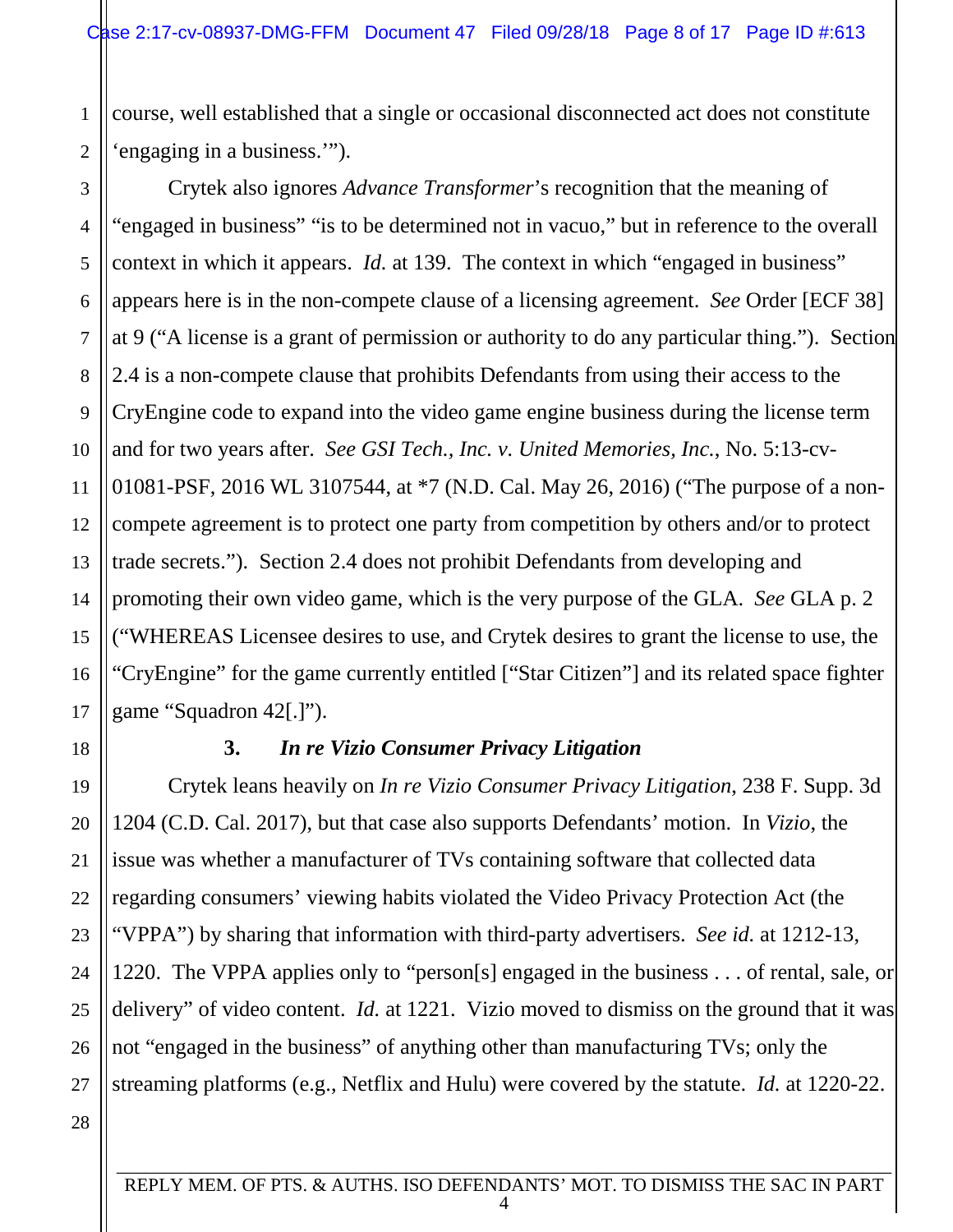course, well established that a single or occasional disconnected act does not constitute 'engaging in a business.'").

Crytek also ignores *Advance Transformer*'s recognition that the meaning of "engaged in business" "is to be determined not in vacuo," but in reference to the overall context in which it appears. *Id.* at 139. The context in which "engaged in business" appears here is in the non-compete clause of a licensing agreement. *See* Order [ECF 38] at 9 ("A license is a grant of permission or authority to do any particular thing."). Section 2.4 is a non-compete clause that prohibits Defendants from using their access to the CryEngine code to expand into the video game engine business during the license term and for two years after. *See GSI Tech., Inc. v. United Memories, Inc.*, No. 5:13-cv-01081-PSF, 2016 WL 3107544, at *7 (N.D. Cal. May 26, 2016) ("The purpose of a non-compete agreement is to protect one party from competition by others and/or to protect trade secrets."). Section 2.4 does not prohibit Defendants from developing and promoting their own video game, which is the very purpose of the GLA. *See* GLA p. 2 ("WHEREAS Licensee desires to use, and Crytek desires to grant the license to use, the "CryEngine" for the game currently entitled ["Star Citizen"] and its related space fighter game "Squadron 42[.]").

### 3. *In re Vizio Consumer Privacy Litigation*

Crytek leans heavily on *In re Vizio Consumer Privacy Litigation*, 238 F. Supp. 3d 1204 (C.D. Cal. 2017), but that case also supports Defendants' motion. In *Vizio*, the issue was whether a manufacturer of TVs containing software that collected data regarding consumers' viewing habits violated the Video Privacy Protection Act (the "VPPA") by sharing that information with third-party advertisers. *See id.* at 1212-13, 1220. The VPPA applies only to "person[s] engaged in the business . . . of rental, sale, or delivery" of video content. *Id.* at 1221. Vizio moved to dismiss on the ground that it was not "engaged in the business" of anything other than manufacturing TVs; only the streaming platforms (e.g., Netflix and Hulu) were covered by the statute. *Id.* at 1220-22.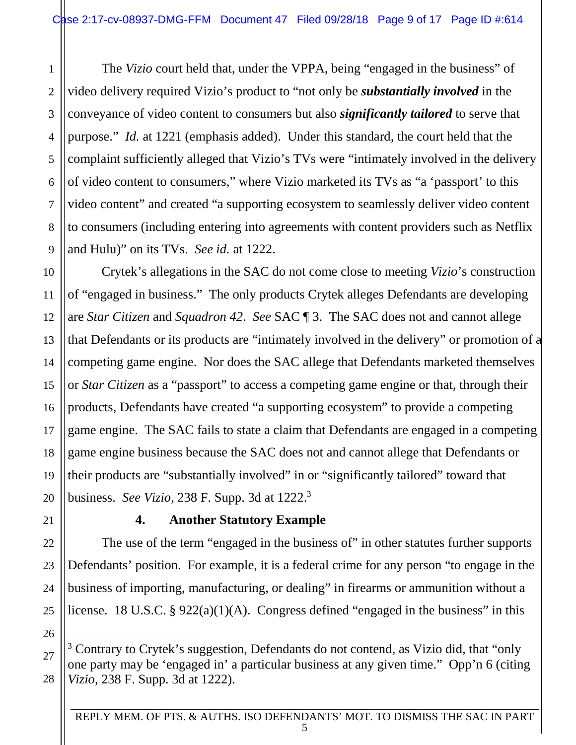The *Vizio* court held that, under the VPPA, being "engaged in the business" of video delivery required Vizio's product to "not only be ***substantially involved*** in the conveyance of video content to consumers but also ***significantly tailored*** to serve that purpose." *Id.* at 1221 (emphasis added). Under this standard, the court held that the complaint sufficiently alleged that Vizio's TVs were "intimately involved in the delivery of video content to consumers," where Vizio marketed its TVs as "a 'passport' to this video content" and created "a supporting ecosystem to seamlessly deliver video content to consumers (including entering into agreements with content providers such as Netflix and Hulu)" on its TVs. *See id.* at 1222.

Crytek's allegations in the SAC do not come close to meeting *Vizio*'s construction of "engaged in business." The only products Crytek alleges Defendants are developing are *Star Citizen* and *Squadron 42*. *See* SAC ¶ 3. The SAC does not and cannot allege that Defendants or its products are "intimately involved in the delivery" or promotion of a competing game engine. Nor does the SAC allege that Defendants marketed themselves or *Star Citizen* as a "passport" to access a competing game engine or that, through their products, Defendants have created "a supporting ecosystem" to provide a competing game engine. The SAC fails to state a claim that Defendants are engaged in a competing game engine business because the SAC does not and cannot allege that Defendants or their products are "substantially involved" in or "significantly tailored" toward that business. *See Vizio*, 238 F. Supp. 3d at 1222.[3]

**4. Another Statutory Example**

The use of the term "engaged in the business of" in other statutes further supports Defendants' position. For example, it is a federal crime for any person "to engage in the business of importing, manufacturing, or dealing" in firearms or ammunition without a license. 18 U.S.C. § 922(a)(1)(A). Congress defined "engaged in the business" in this

---

[3] Contrary to Crytek's suggestion, Defendants do not contend, as Vizio did, that "only one party may be 'engaged in' a particular business at any given time." Opp'n 6 (citing *Vizio*, 238 F. Supp. 3d at 1222).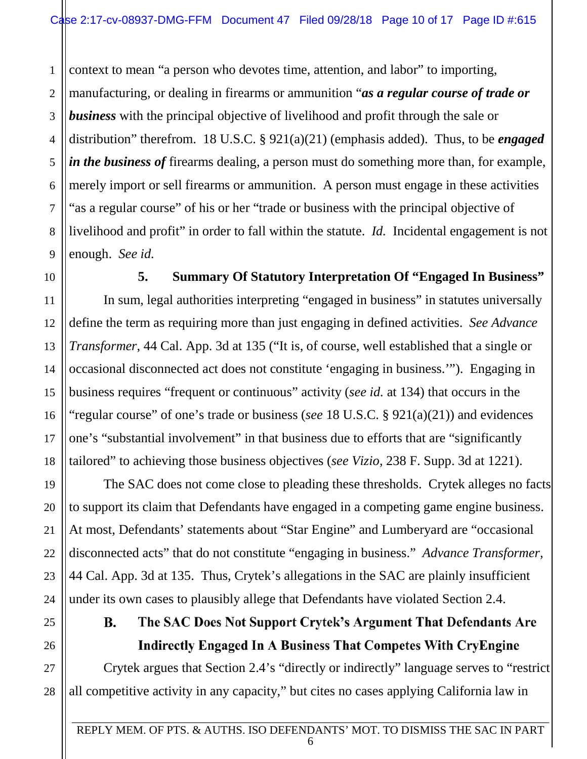context to mean "a person who devotes time, attention, and labor" to importing, manufacturing, or dealing in firearms or ammunition "***as a regular course of trade or business*** with the principal objective of livelihood and profit through the sale or distribution" therefrom. 18 U.S.C. § 921(a)(21) (emphasis added). Thus, to be ***engaged in the business of*** firearms dealing, a person must do something more than, for example, merely import or sell firearms or ammunition. A person must engage in these activities "as a regular course" of his or her "trade or business with the principal objective of livelihood and profit" in order to fall within the statute. *Id.* Incidental engagement is not enough. *See id.*

### 5. Summary Of Statutory Interpretation Of "Engaged In Business"

In sum, legal authorities interpreting "engaged in business" in statutes universally define the term as requiring more than just engaging in defined activities. *See Advance Transformer*, 44 Cal. App. 3d at 135 ("It is, of course, well established that a single or occasional disconnected act does not constitute 'engaging in business.'"). Engaging in business requires "frequent or continuous" activity (*see id.* at 134) that occurs in the "regular course" of one's trade or business (*see* 18 U.S.C. § 921(a)(21)) and evidences one's "substantial involvement" in that business due to efforts that are "significantly tailored" to achieving those business objectives (*see Vizio*, 238 F. Supp. 3d at 1221).

The SAC does not come close to pleading these thresholds. Crytek alleges no facts to support its claim that Defendants have engaged in a competing game engine business. At most, Defendants' statements about "Star Engine" and Lumberyard are "occasional disconnected acts" that do not constitute "engaging in business." *Advance Transformer*, 44 Cal. App. 3d at 135. Thus, Crytek's allegations in the SAC are plainly insufficient under its own cases to plausibly allege that Defendants have violated Section 2.4.

## B. The SAC Does Not Support Crytek's Argument That Defendants Are Indirectly Engaged In A Business That Competes With CryEngine

Crytek argues that Section 2.4's "directly or indirectly" language serves to "restrict all competitive activity in any capacity," but cites no cases applying California law in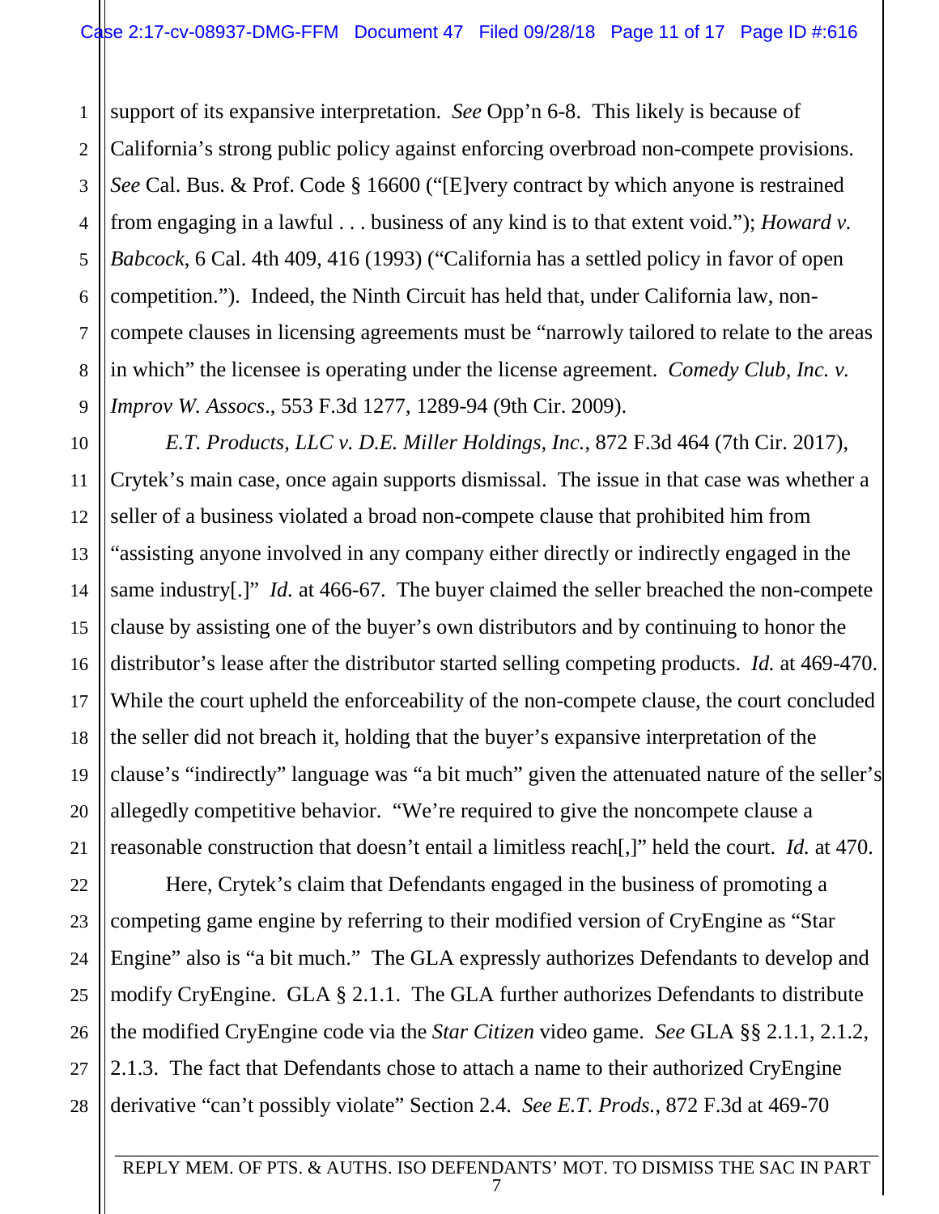support of its expansive interpretation. *See* Opp'n 6-8. This likely is because of California's strong public policy against enforcing overbroad non-compete provisions. *See* Cal. Bus. & Prof. Code § 16600 ("[E]very contract by which anyone is restrained from engaging in a lawful . . . business of any kind is to that extent void."); *Howard v. Babcock*, 6 Cal. 4th 409, 416 (1993) ("California has a settled policy in favor of open competition."). Indeed, the Ninth Circuit has held that, under California law, non-compete clauses in licensing agreements must be "narrowly tailored to relate to the areas in which" the licensee is operating under the license agreement. *Comedy Club, Inc. v. Improv W. Assocs*., 553 F.3d 1277, 1289-94 (9th Cir. 2009).

*E.T. Products, LLC v. D.E. Miller Holdings, Inc.*, 872 F.3d 464 (7th Cir. 2017), Crytek's main case, once again supports dismissal. The issue in that case was whether a seller of a business violated a broad non-compete clause that prohibited him from "assisting anyone involved in any company either directly or indirectly engaged in the same industry[.]" *Id.* at 466-67. The buyer claimed the seller breached the non-compete clause by assisting one of the buyer's own distributors and by continuing to honor the distributor's lease after the distributor started selling competing products. *Id.* at 469-470. While the court upheld the enforceability of the non-compete clause, the court concluded the seller did not breach it, holding that the buyer's expansive interpretation of the clause's "indirectly" language was "a bit much" given the attenuated nature of the seller's allegedly competitive behavior. "We're required to give the noncompete clause a reasonable construction that doesn't entail a limitless reach[,]" held the court. *Id.* at 470.

Here, Crytek's claim that Defendants engaged in the business of promoting a competing game engine by referring to their modified version of CryEngine as "Star Engine" also is "a bit much." The GLA expressly authorizes Defendants to develop and modify CryEngine. GLA § 2.1.1. The GLA further authorizes Defendants to distribute the modified CryEngine code via the *Star Citizen* video game. *See* GLA §§ 2.1.1, 2.1.2, 2.1.3. The fact that Defendants chose to attach a name to their authorized CryEngine derivative "can't possibly violate" Section 2.4. *See E.T. Prods.*, 872 F.3d at 469-70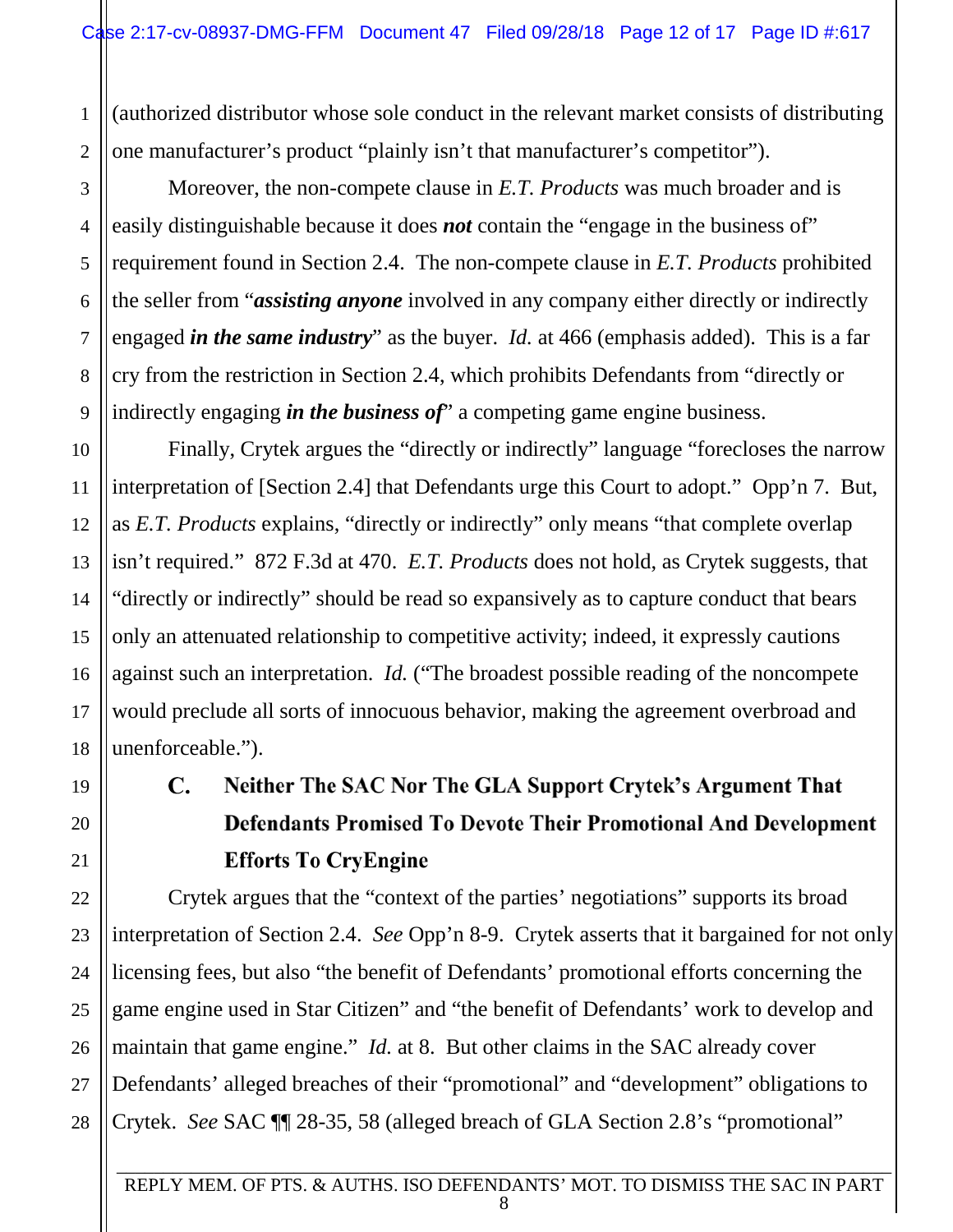(authorized distributor whose sole conduct in the relevant market consists of distributing one manufacturer's product "plainly isn't that manufacturer's competitor").

Moreover, the non-compete clause in *E.T. Products* was much broader and is easily distinguishable because it does ***not*** contain the "engage in the business of" requirement found in Section 2.4. The non-compete clause in *E.T. Products* prohibited the seller from "***assisting anyone*** involved in any company either directly or indirectly engaged ***in the same industry***" as the buyer. *Id.* at 466 (emphasis added). This is a far cry from the restriction in Section 2.4, which prohibits Defendants from "directly or indirectly engaging ***in the business of***" a competing game engine business.

Finally, Crytek argues the "directly or indirectly" language "forecloses the narrow interpretation of [Section 2.4] that Defendants urge this Court to adopt." Opp'n 7. But, as *E.T. Products* explains, "directly or indirectly" only means "that complete overlap isn't required." 872 F.3d at 470. *E.T. Products* does not hold, as Crytek suggests, that "directly or indirectly" should be read so expansively as to capture conduct that bears only an attenuated relationship to competitive activity; indeed, it expressly cautions against such an interpretation. *Id.* ("The broadest possible reading of the noncompete would preclude all sorts of innocuous behavior, making the agreement overbroad and unenforceable.").

### C. Neither The SAC Nor The GLA Support Crytek's Argument That Defendants Promised To Devote Their Promotional And Development Efforts To CryEngine

Crytek argues that the "context of the parties' negotiations" supports its broad interpretation of Section 2.4. *See* Opp'n 8-9. Crytek asserts that it bargained for not only licensing fees, but also "the benefit of Defendants' promotional efforts concerning the game engine used in Star Citizen" and "the benefit of Defendants' work to develop and maintain that game engine." *Id.* at 8. But other claims in the SAC already cover Defendants' alleged breaches of their "promotional" and "development" obligations to Crytek. *See* SAC ¶¶ 28-35, 58 (alleged breach of GLA Section 2.8's "promotional"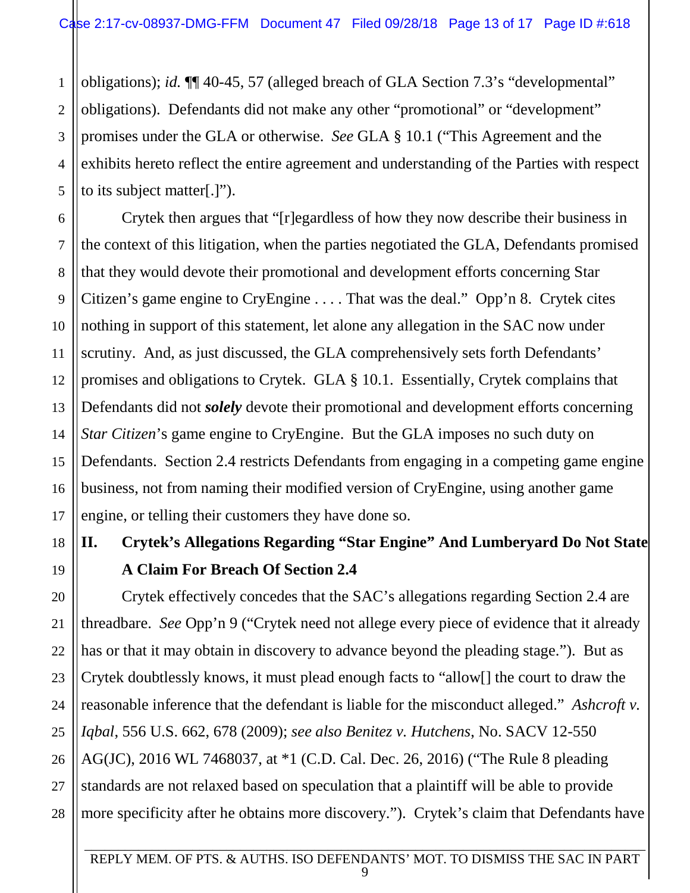obligations); *id.* ¶¶ 40-45, 57 (alleged breach of GLA Section 7.3's "developmental" obligations). Defendants did not make any other "promotional" or "development" promises under the GLA or otherwise. *See* GLA § 10.1 ("This Agreement and the exhibits hereto reflect the entire agreement and understanding of the Parties with respect to its subject matter[.]").

Crytek then argues that "[r]egardless of how they now describe their business in the context of this litigation, when the parties negotiated the GLA, Defendants promised that they would devote their promotional and development efforts concerning Star Citizen's game engine to CryEngine . . . . That was the deal." Opp'n 8. Crytek cites nothing in support of this statement, let alone any allegation in the SAC now under scrutiny. And, as just discussed, the GLA comprehensively sets forth Defendants' promises and obligations to Crytek. GLA § 10.1. Essentially, Crytek complains that Defendants did not ***solely*** devote their promotional and development efforts concerning *Star Citizen*'s game engine to CryEngine. But the GLA imposes no such duty on Defendants. Section 2.4 restricts Defendants from engaging in a competing game engine business, not from naming their modified version of CryEngine, using another game engine, or telling their customers they have done so.

## II. Crytek's Allegations Regarding "Star Engine" And Lumberyard Do Not State A Claim For Breach Of Section 2.4

Crytek effectively concedes that the SAC's allegations regarding Section 2.4 are threadbare. *See* Opp'n 9 ("Crytek need not allege every piece of evidence that it already has or that it may obtain in discovery to advance beyond the pleading stage."). But as Crytek doubtlessly knows, it must plead enough facts to "allow[] the court to draw the reasonable inference that the defendant is liable for the misconduct alleged." *Ashcroft v. Iqbal*, 556 U.S. 662, 678 (2009); *see also Benitez v. Hutchens*, No. SACV 12-550 AG(JC), 2016 WL 7468037, at *1 (C.D. Cal. Dec. 26, 2016) ("The Rule 8 pleading standards are not relaxed based on speculation that a plaintiff will be able to provide more specificity after he obtains more discovery."). Crytek's claim that Defendants have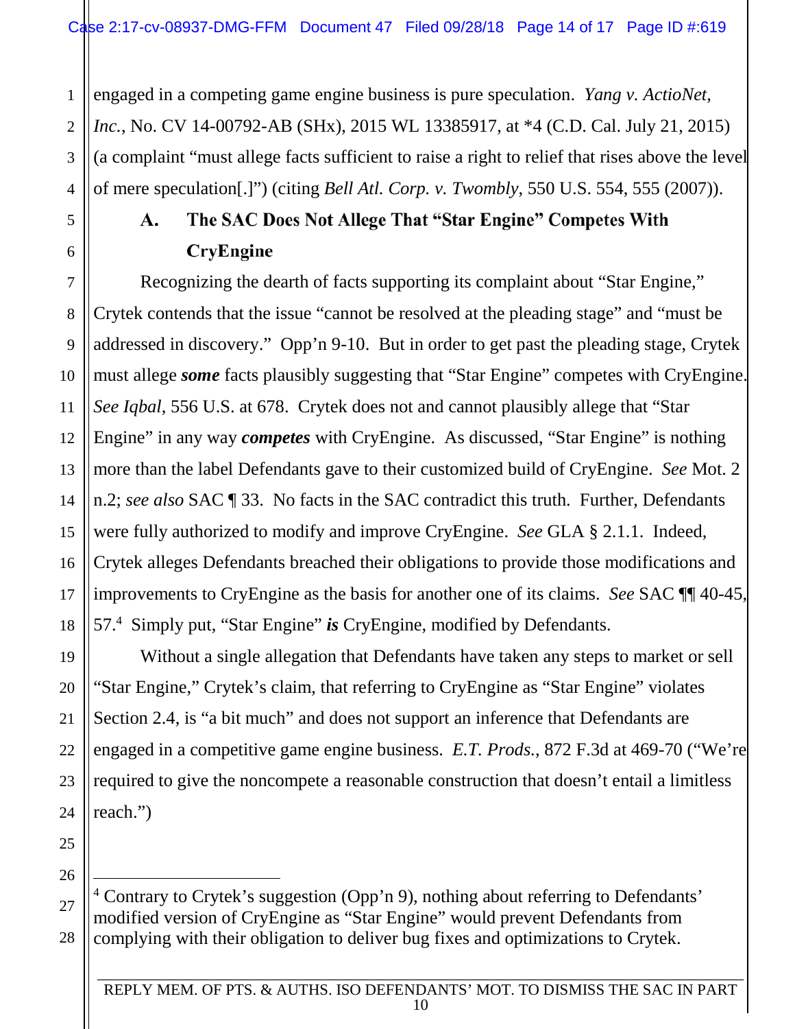engaged in a competing game engine business is pure speculation. *Yang v. ActioNet, Inc.*, No. CV 14-00792-AB (SHx), 2015 WL 13385917, at *4 (C.D. Cal. July 21, 2015) (a complaint "must allege facts sufficient to raise a right to relief that rises above the level of mere speculation[.]") (citing *Bell Atl. Corp. v. Twombly*, 550 U.S. 554, 555 (2007)).

### A. The SAC Does Not Allege That "Star Engine" Competes With CryEngine

Recognizing the dearth of facts supporting its complaint about "Star Engine," Crytek contends that the issue "cannot be resolved at the pleading stage" and "must be addressed in discovery." Opp'n 9-10. But in order to get past the pleading stage, Crytek must allege ***some*** facts plausibly suggesting that "Star Engine" competes with CryEngine. *See Iqbal*, 556 U.S. at 678. Crytek does not and cannot plausibly allege that "Star Engine" in any way ***competes*** with CryEngine. As discussed, "Star Engine" is nothing more than the label Defendants gave to their customized build of CryEngine. *See* Mot. 2 n.2; *see also* SAC ¶ 33. No facts in the SAC contradict this truth. Further, Defendants were fully authorized to modify and improve CryEngine. *See* GLA § 2.1.1. Indeed, Crytek alleges Defendants breached their obligations to provide those modifications and improvements to CryEngine as the basis for another one of its claims. *See* SAC ¶¶ 40-45, 57.[4] Simply put, "Star Engine" ***is*** CryEngine, modified by Defendants.

Without a single allegation that Defendants have taken any steps to market or sell "Star Engine," Crytek's claim, that referring to CryEngine as "Star Engine" violates Section 2.4, is "a bit much" and does not support an inference that Defendants are engaged in a competitive game engine business. *E.T. Prods.*, 872 F.3d at 469-70 ("We're required to give the noncompete a reasonable construction that doesn't entail a limitless reach.")

---

[4] Contrary to Crytek's suggestion (Opp'n 9), nothing about referring to Defendants' modified version of CryEngine as "Star Engine" would prevent Defendants from complying with their obligation to deliver bug fixes and optimizations to Crytek.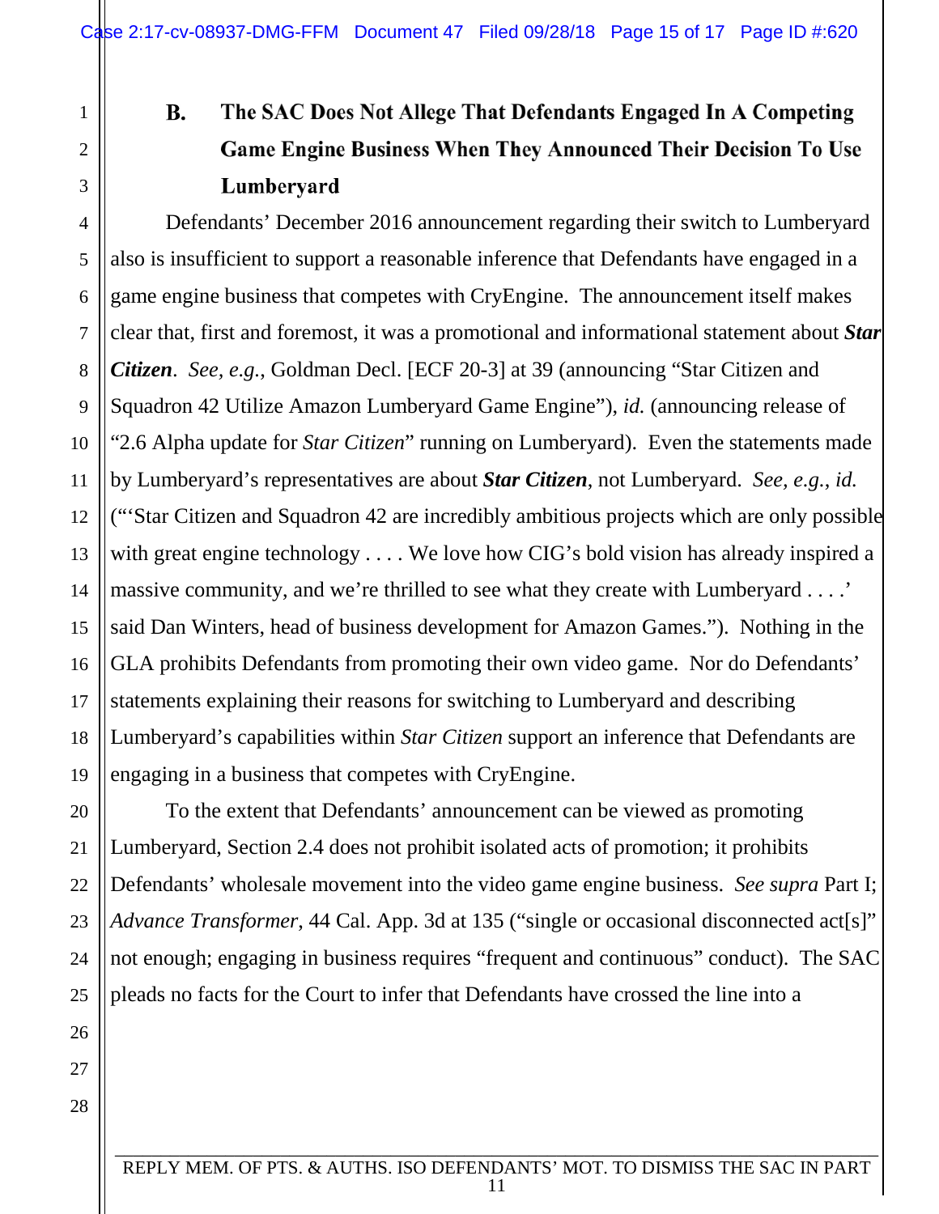### B. The SAC Does Not Allege That Defendants Engaged In A Competing Game Engine Business When They Announced Their Decision To Use Lumberyard

Defendants' December 2016 announcement regarding their switch to Lumberyard also is insufficient to support a reasonable inference that Defendants have engaged in a game engine business that competes with CryEngine. The announcement itself makes clear that, first and foremost, it was a promotional and informational statement about ***Star Citizen***. *See, e.g.*, Goldman Decl. [ECF 20-3] at 39 (announcing "Star Citizen and Squadron 42 Utilize Amazon Lumberyard Game Engine"), *id.* (announcing release of "2.6 Alpha update for *Star Citizen*" running on Lumberyard). Even the statements made by Lumberyard's representatives are about ***Star Citizen***, not Lumberyard. *See, e.g.*, *id.* ("'Star Citizen and Squadron 42 are incredibly ambitious projects which are only possible with great engine technology . . . . We love how CIG's bold vision has already inspired a massive community, and we're thrilled to see what they create with Lumberyard . . . .' said Dan Winters, head of business development for Amazon Games."). Nothing in the GLA prohibits Defendants from promoting their own video game. Nor do Defendants' statements explaining their reasons for switching to Lumberyard and describing Lumberyard's capabilities within *Star Citizen* support an inference that Defendants are engaging in a business that competes with CryEngine.

To the extent that Defendants' announcement can be viewed as promoting Lumberyard, Section 2.4 does not prohibit isolated acts of promotion; it prohibits Defendants' wholesale movement into the video game engine business. *See supra* Part I; *Advance Transformer*, 44 Cal. App. 3d at 135 ("single or occasional disconnected act[s]" not enough; engaging in business requires "frequent and continuous" conduct). The SAC pleads no facts for the Court to infer that Defendants have crossed the line into a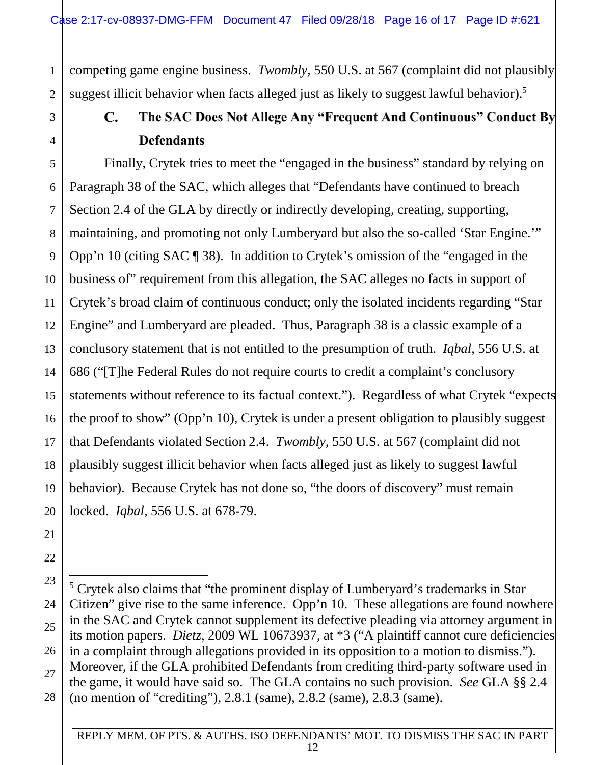competing game engine business. *Twombly*, 550 U.S. at 567 (complaint did not plausibly suggest illicit behavior when facts alleged just as likely to suggest lawful behavior).[5]

### C. The SAC Does Not Allege Any "Frequent And Continuous" Conduct By Defendants

Finally, Crytek tries to meet the "engaged in the business" standard by relying on Paragraph 38 of the SAC, which alleges that "Defendants have continued to breach Section 2.4 of the GLA by directly or indirectly developing, creating, supporting, maintaining, and promoting not only Lumberyard but also the so-called 'Star Engine.'" Opp'n 10 (citing SAC ¶ 38). In addition to Crytek's omission of the "engaged in the business of" requirement from this allegation, the SAC alleges no facts in support of Crytek's broad claim of continuous conduct; only the isolated incidents regarding "Star Engine" and Lumberyard are pleaded. Thus, Paragraph 38 is a classic example of a conclusory statement that is not entitled to the presumption of truth. *Iqbal*, 556 U.S. at 686 ("[T]he Federal Rules do not require courts to credit a complaint's conclusory statements without reference to its factual context."). Regardless of what Crytek "expects the proof to show" (Opp'n 10), Crytek is under a present obligation to plausibly suggest that Defendants violated Section 2.4. *Twombly*, 550 U.S. at 567 (complaint did not plausibly suggest illicit behavior when facts alleged just as likely to suggest lawful behavior). Because Crytek has not done so, "the doors of discovery" must remain locked. *Iqbal*, 556 U.S. at 678-79.

---

[5] Crytek also claims that "the prominent display of Lumberyard's trademarks in Star Citizen" give rise to the same inference. Opp'n 10. These allegations are found nowhere in the SAC and Crytek cannot supplement its defective pleading via attorney argument in its motion papers. *Dietz*, 2009 WL 10673937, at *3 ("A plaintiff cannot cure deficiencies in a complaint through allegations provided in its opposition to a motion to dismiss."). Moreover, if the GLA prohibited Defendants from crediting third-party software used in the game, it would have said so. The GLA contains no such provision. *See* GLA §§ 2.4 (no mention of "crediting"), 2.8.1 (same), 2.8.2 (same), 2.8.3 (same).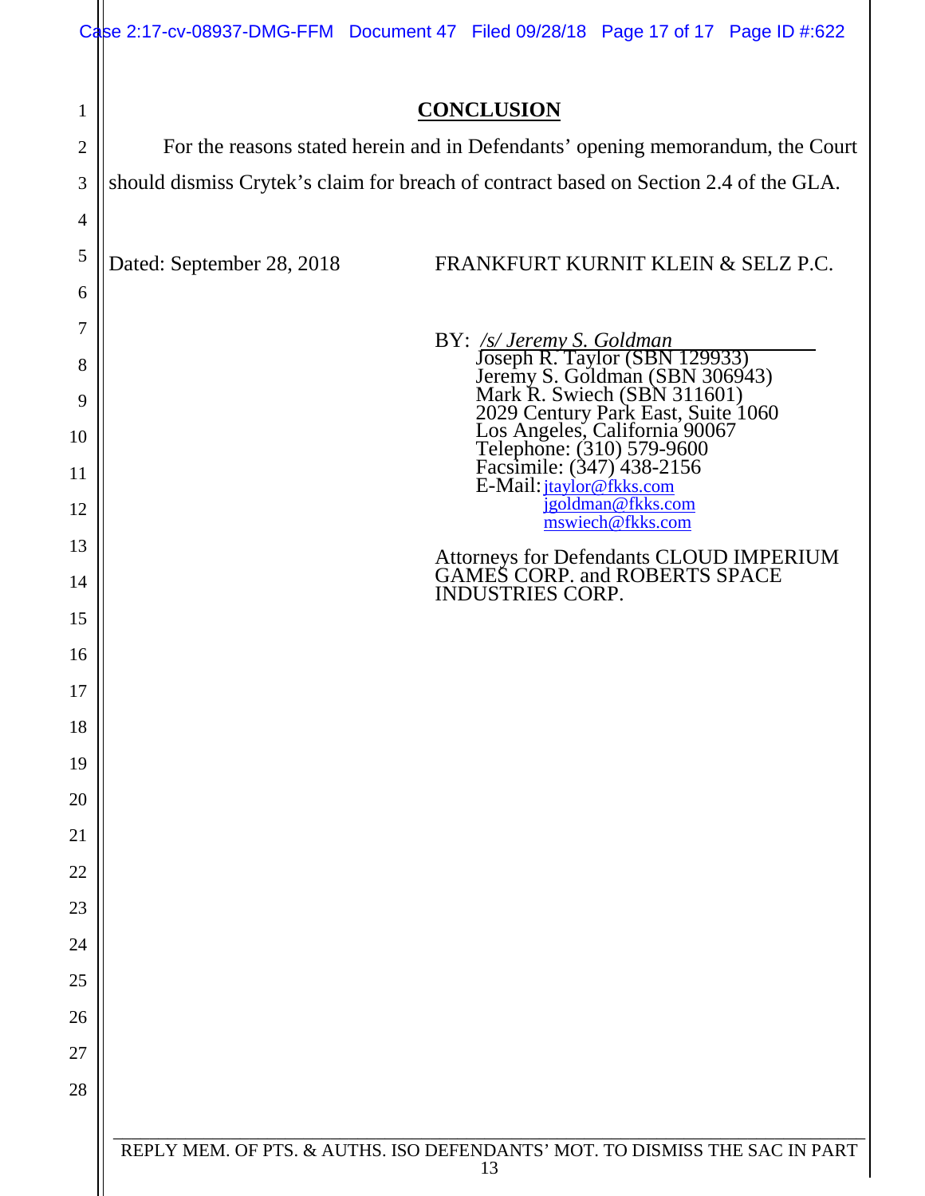## CONCLUSION

For the reasons stated herein and in Defendants' opening memorandum, the Court should dismiss Crytek's claim for breach of contract based on Section 2.4 of the GLA.

Dated: September 28, 2018

FRANKFURT KURNIT KLEIN & SELZ P.C.

BY: */s/ Jeremy S. Goldman*

Joseph R. Taylor (SBN 129933)
Jeremy S. Goldman (SBN 306943)
Mark R. Swiech (SBN 311601)
2029 Century Park East, Suite 1060
Los Angeles, California 90067
Telephone: (310) 579-9600
Facsimile: (347) 438-2156
E-Mail: jtaylor@fkks.com
jgoldman@fkks.com
mswiech@fkks.com

Attorneys for Defendants CLOUD IMPERIUM GAMES CORP. and ROBERTS SPACE INDUSTRIES CORP.